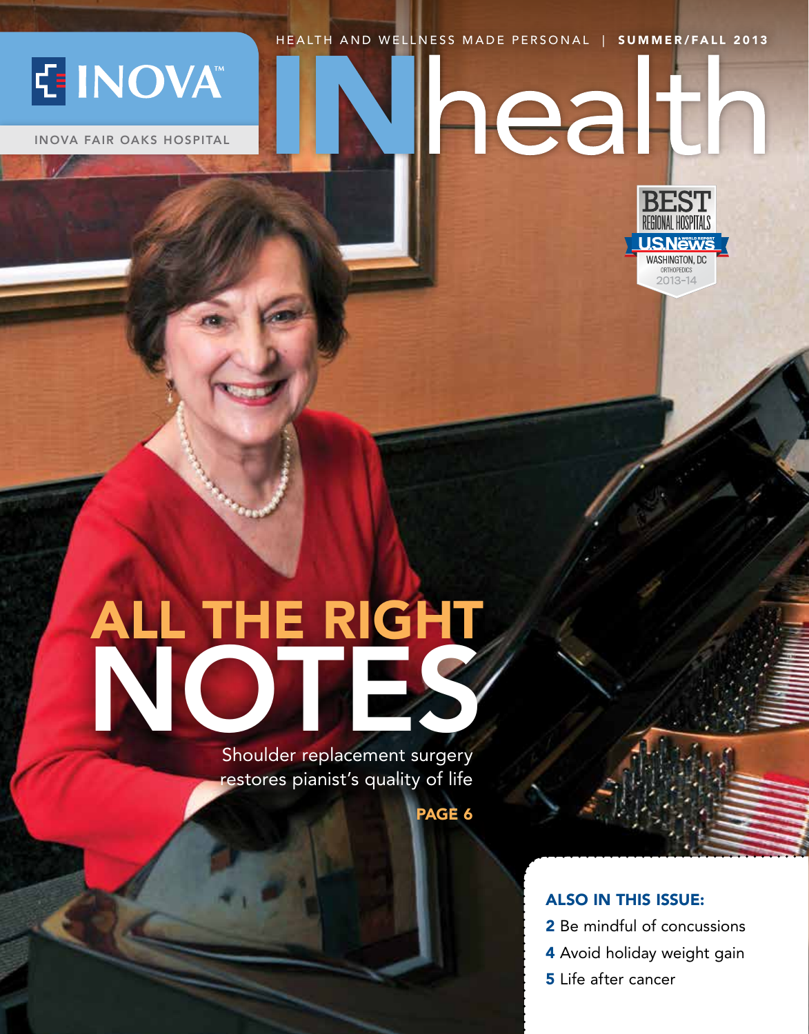INOVA™

INOVA FAIR OAKS HOSPITAL

HEALTH AND WELLNESS MADE PERSONAL | **SUMMER/FALL 2013**

# INhealth

BEST REGIONAL HOSPITALS
U.S.News & WORLD REPORT
WASHINGTON, DC
ORTHOPEDICS
2013-14

## ALL THE RIGHT NOTES

Shoulder replacement surgery restores pianist's quality of life

**PAGE 6**

### ALSO IN THIS ISSUE:

**2** Be mindful of concussions

**4** Avoid holiday weight gain

**5** Life after cancer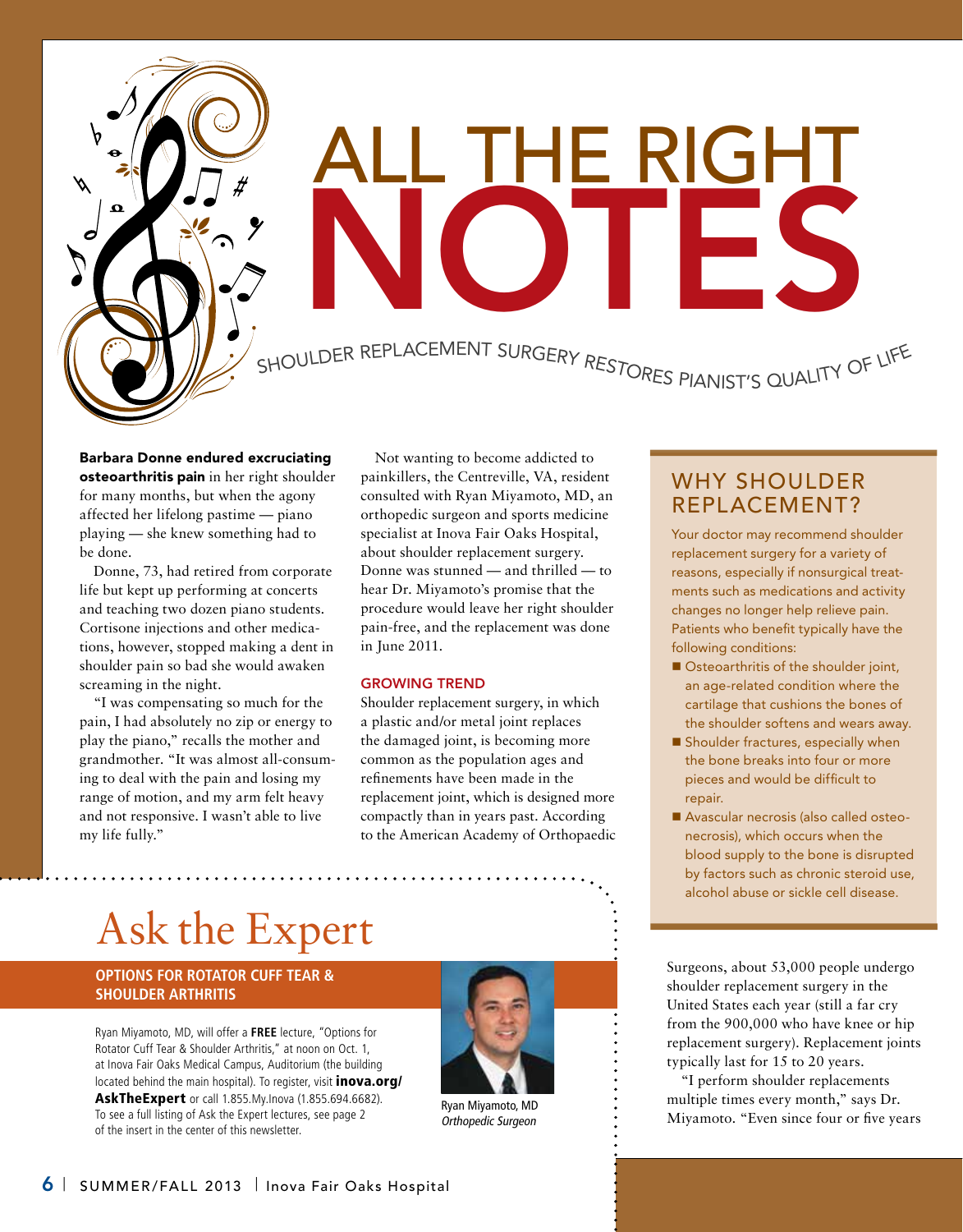# ALL THE RIGHT NOTES

## SHOULDER REPLACEMENT SURGERY RESTORES PIANIST'S QUALITY OF LIFE

**Barbara Donne endured excruciating osteoarthritis pain** in her right shoulder for many months, but when the agony affected her lifelong pastime — piano playing — she knew something had to be done.

Donne, 73, had retired from corporate life but kept up performing at concerts and teaching two dozen piano students. Cortisone injections and other medications, however, stopped making a dent in shoulder pain so bad she would awaken screaming in the night.

"I was compensating so much for the pain, I had absolutely no zip or energy to play the piano," recalls the mother and grandmother. "It was almost all-consuming to deal with the pain and losing my range of motion, and my arm felt heavy and not responsive. I wasn't able to live my life fully."

Not wanting to become addicted to painkillers, the Centreville, VA, resident consulted with Ryan Miyamoto, MD, an orthopedic surgeon and sports medicine specialist at Inova Fair Oaks Hospital, about shoulder replacement surgery. Donne was stunned — and thrilled — to hear Dr. Miyamoto's promise that the procedure would leave her right shoulder pain-free, and the replacement was done in June 2011.

### GROWING TREND

Shoulder replacement surgery, in which a plastic and/or metal joint replaces the damaged joint, is becoming more common as the population ages and refinements have been made in the replacement joint, which is designed more compactly than in years past. According to the American Academy of Orthopaedic Surgeons, about 53,000 people undergo shoulder replacement surgery in the United States each year (still a far cry from the 900,000 who have knee or hip replacement surgery). Replacement joints typically last for 15 to 20 years.

"I perform shoulder replacements multiple times every month," says Dr. Miyamoto. "Even since four or five years

## WHY SHOULDER REPLACEMENT?

Your doctor may recommend shoulder replacement surgery for a variety of reasons, especially if nonsurgical treatments such as medications and activity changes no longer help relieve pain. Patients who benefit typically have the following conditions:

- Osteoarthritis of the shoulder joint, an age-related condition where the cartilage that cushions the bones of the shoulder softens and wears away.
- Shoulder fractures, especially when the bone breaks into four or more pieces and would be difficult to repair.
- Avascular necrosis (also called osteonecrosis), which occurs when the blood supply to the bone is disrupted by factors such as chronic steroid use, alcohol abuse or sickle cell disease.

# Ask the Expert

### OPTIONS FOR ROTATOR CUFF TEAR & SHOULDER ARTHRITIS

Ryan Miyamoto, MD, will offer a **FREE** lecture, "Options for Rotator Cuff Tear & Shoulder Arthritis," at noon on Oct. 1, at Inova Fair Oaks Medical Campus, Auditorium (the building located behind the main hospital). To register, visit **inova.org/AskTheExpert** or call 1.855.My.Inova (1.855.694.6682). To see a full listing of Ask the Expert lectures, see page 2 of the insert in the center of this newsletter.

Ryan Miyamoto, MD
*Orthopedic Surgeon*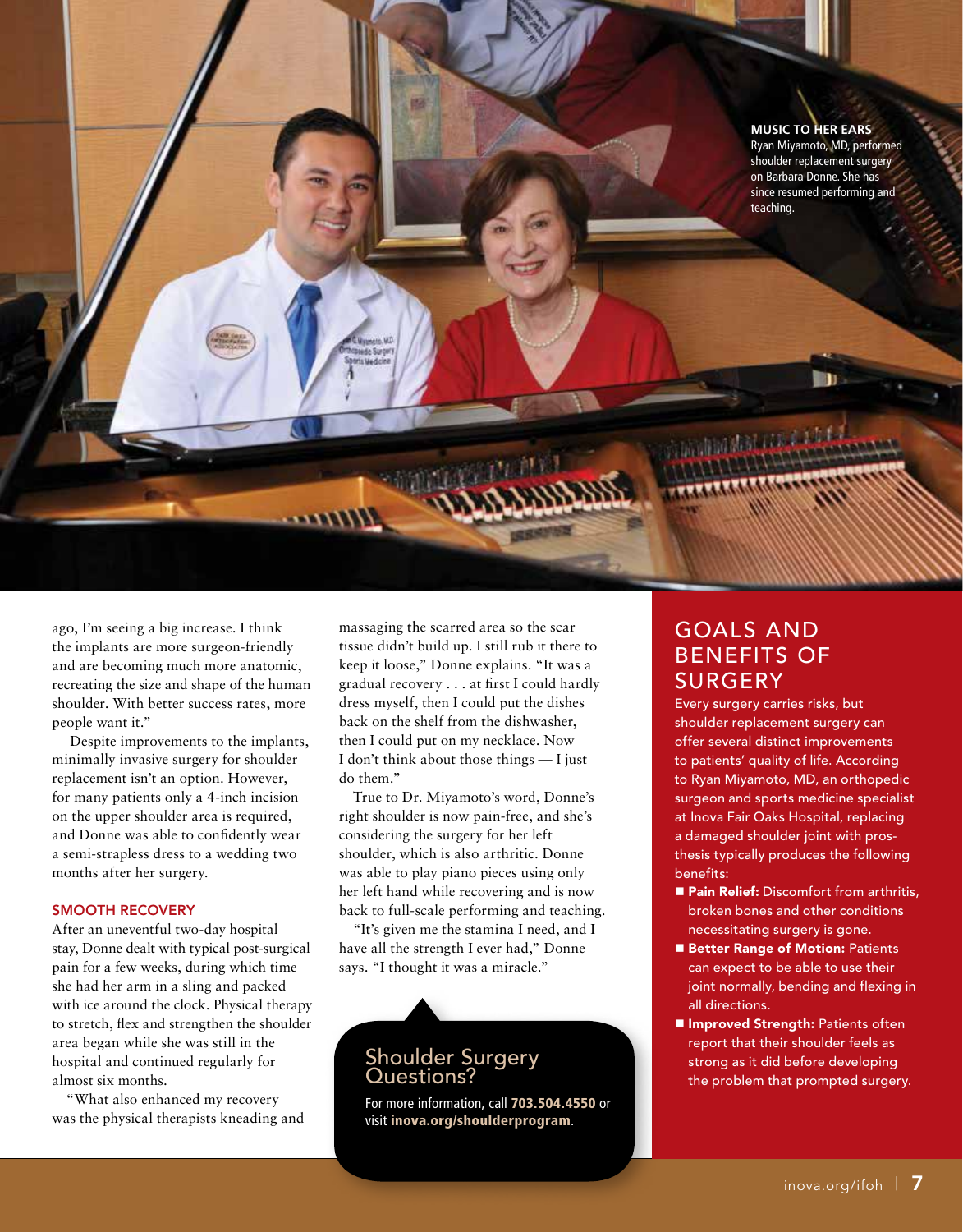**MUSIC TO HER EARS**
Ryan Miyamoto, MD, performed shoulder replacement surgery on Barbara Donne. She has since resumed performing and teaching.

ago, I'm seeing a big increase. I think the implants are more surgeon-friendly and are becoming much more anatomic, recreating the size and shape of the human shoulder. With better success rates, more people want it."

Despite improvements to the implants, minimally invasive surgery for shoulder replacement isn't an option. However, for many patients only a 4-inch incision on the upper shoulder area is required, and Donne was able to confidently wear a semi-strapless dress to a wedding two months after her surgery.

### SMOOTH RECOVERY

After an uneventful two-day hospital stay, Donne dealt with typical post-surgical pain for a few weeks, during which time she had her arm in a sling and packed with ice around the clock. Physical therapy to stretch, flex and strengthen the shoulder area began while she was still in the hospital and continued regularly for almost six months.

"What also enhanced my recovery was the physical therapists kneading and massaging the scarred area so the scar tissue didn't build up. I still rub it there to keep it loose," Donne explains. "It was a gradual recovery . . . at first I could hardly dress myself, then I could put the dishes back on the shelf from the dishwasher, then I could put on my necklace. Now I don't think about those things — I just do them."

True to Dr. Miyamoto's word, Donne's right shoulder is now pain-free, and she's considering the surgery for her left shoulder, which is also arthritic. Donne was able to play piano pieces using only her left hand while recovering and is now back to full-scale performing and teaching.

"It's given me the stamina I need, and I have all the strength I ever had," Donne says. "I thought it was a miracle."

### Shoulder Surgery Questions?

For more information, call **703.504.4550** or visit **inova.org/shoulderprogram**.

## GOALS AND BENEFITS OF SURGERY

Every surgery carries risks, but shoulder replacement surgery can offer several distinct improvements to patients' quality of life. According to Ryan Miyamoto, MD, an orthopedic surgeon and sports medicine specialist at Inova Fair Oaks Hospital, replacing a damaged shoulder joint with prosthesis typically produces the following benefits:

- **Pain Relief:** Discomfort from arthritis, broken bones and other conditions necessitating surgery is gone.
- **Better Range of Motion:** Patients can expect to be able to use their joint normally, bending and flexing in all directions.
- **Improved Strength:** Patients often report that their shoulder feels as strong as it did before developing the problem that prompted surgery.